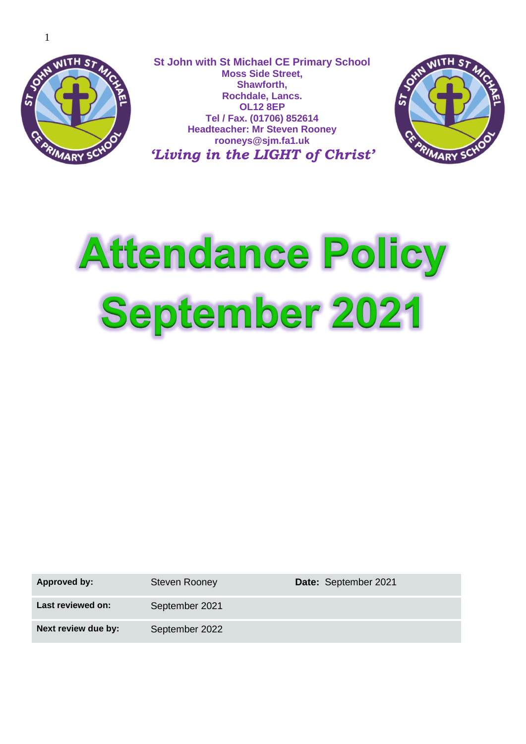**St John with St Michael CE Primary School**
**Moss Side Street,**
**Shawforth,**
**Rochdale, Lancs.**
**OL12 8EP**
**Tel / Fax. (01706) 852614**
**Headteacher: Mr Steven Rooney**
**rooneys@sjm.fa1.uk**

***'Living in the LIGHT of Christ'***

# Attendance Policy September 2021

| | | |
|---|---|---|
| **Approved by:** | Steven Rooney | **Date:** September 2021 |
| **Last reviewed on:** | September 2021 | |
| **Next review due by:** | September 2022 | |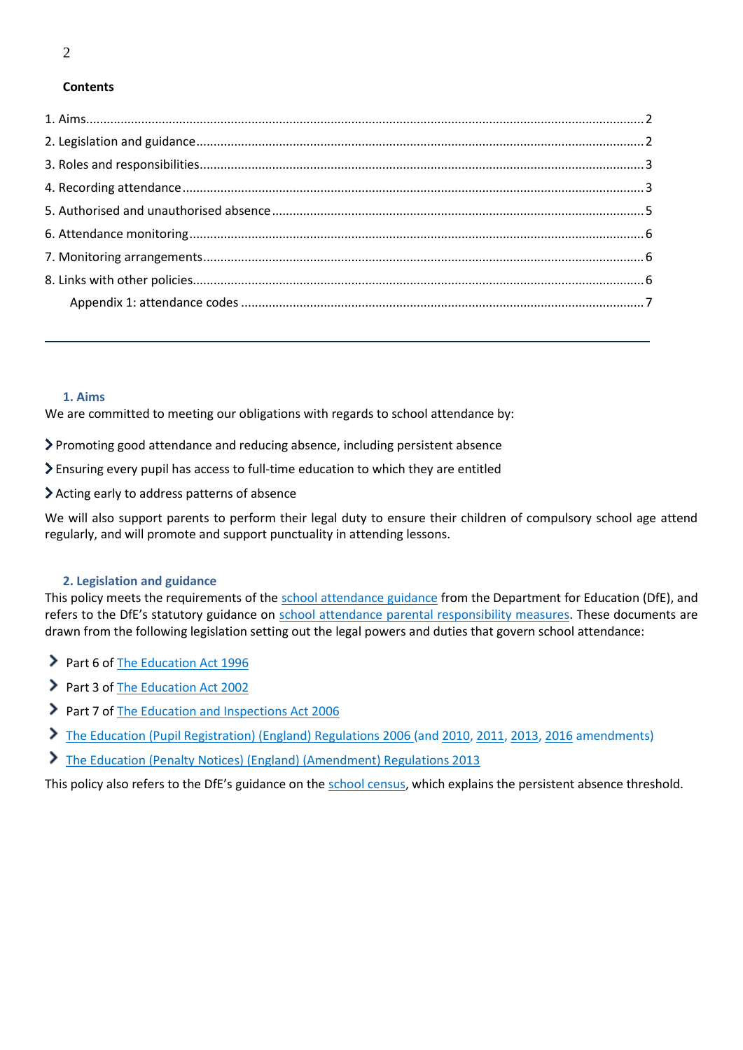**Contents**

1. Aims.......................................................................................................................................... 2
2. Legislation and guidance ........................................................................................................ 2
3. Roles and responsibilities........................................................................................................ 3
4. Recording attendance ............................................................................................................. 3
5. Authorised and unauthorised absence .................................................................................... 5
6. Attendance monitoring ........................................................................................................... 6
7. Monitoring arrangements........................................................................................................ 6
8. Links with other policies.......................................................................................................... 6
    Appendix 1: attendance codes ............................................................................................... 7

---

## 1. Aims

We are committed to meeting our obligations with regards to school attendance by:

- Promoting good attendance and reducing absence, including persistent absence
- Ensuring every pupil has access to full-time education to which they are entitled
- Acting early to address patterns of absence

We will also support parents to perform their legal duty to ensure their children of compulsory school age attend regularly, and will promote and support punctuality in attending lessons.

## 2. Legislation and guidance

This policy meets the requirements of the school attendance guidance from the Department for Education (DfE), and refers to the DfE's statutory guidance on school attendance parental responsibility measures. These documents are drawn from the following legislation setting out the legal powers and duties that govern school attendance:

- Part 6 of The Education Act 1996
- Part 3 of The Education Act 2002
- Part 7 of The Education and Inspections Act 2006
- The Education (Pupil Registration) (England) Regulations 2006 (and 2010, 2011, 2013, 2016 amendments)
- The Education (Penalty Notices) (England) (Amendment) Regulations 2013

This policy also refers to the DfE's guidance on the school census, which explains the persistent absence threshold.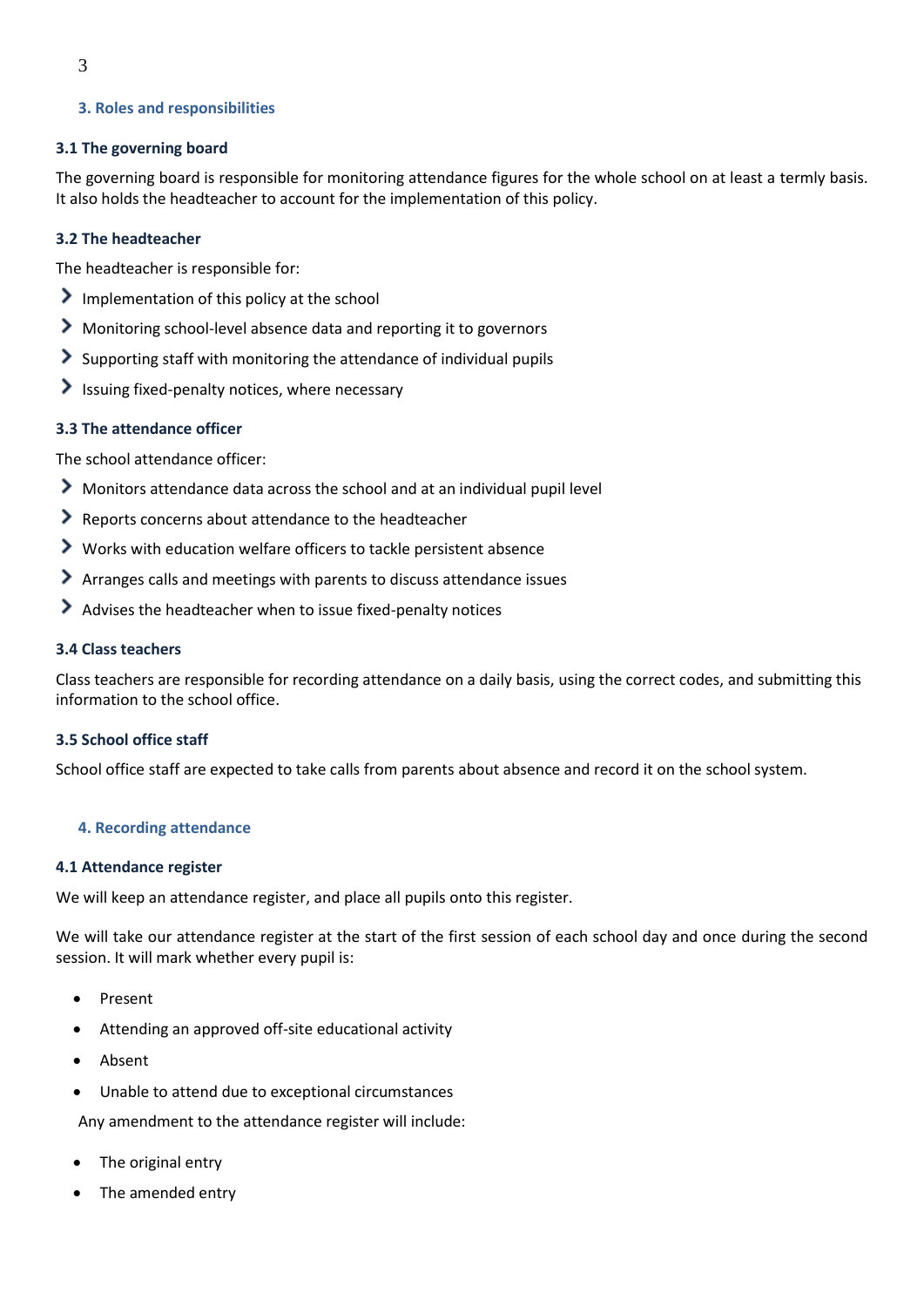## 3. Roles and responsibilities

### 3.1 The governing board

The governing board is responsible for monitoring attendance figures for the whole school on at least a termly basis. It also holds the headteacher to account for the implementation of this policy.

### 3.2 The headteacher

The headteacher is responsible for:

- Implementation of this policy at the school
- Monitoring school-level absence data and reporting it to governors
- Supporting staff with monitoring the attendance of individual pupils
- Issuing fixed-penalty notices, where necessary

### 3.3 The attendance officer

The school attendance officer:

- Monitors attendance data across the school and at an individual pupil level
- Reports concerns about attendance to the headteacher
- Works with education welfare officers to tackle persistent absence
- Arranges calls and meetings with parents to discuss attendance issues
- Advises the headteacher when to issue fixed-penalty notices

### 3.4 Class teachers

Class teachers are responsible for recording attendance on a daily basis, using the correct codes, and submitting this information to the school office.

### 3.5 School office staff

School office staff are expected to take calls from parents about absence and record it on the school system.

## 4. Recording attendance

### 4.1 Attendance register

We will keep an attendance register, and place all pupils onto this register.

We will take our attendance register at the start of the first session of each school day and once during the second session. It will mark whether every pupil is:

- Present
- Attending an approved off-site educational activity
- Absent
- Unable to attend due to exceptional circumstances

Any amendment to the attendance register will include:

- The original entry
- The amended entry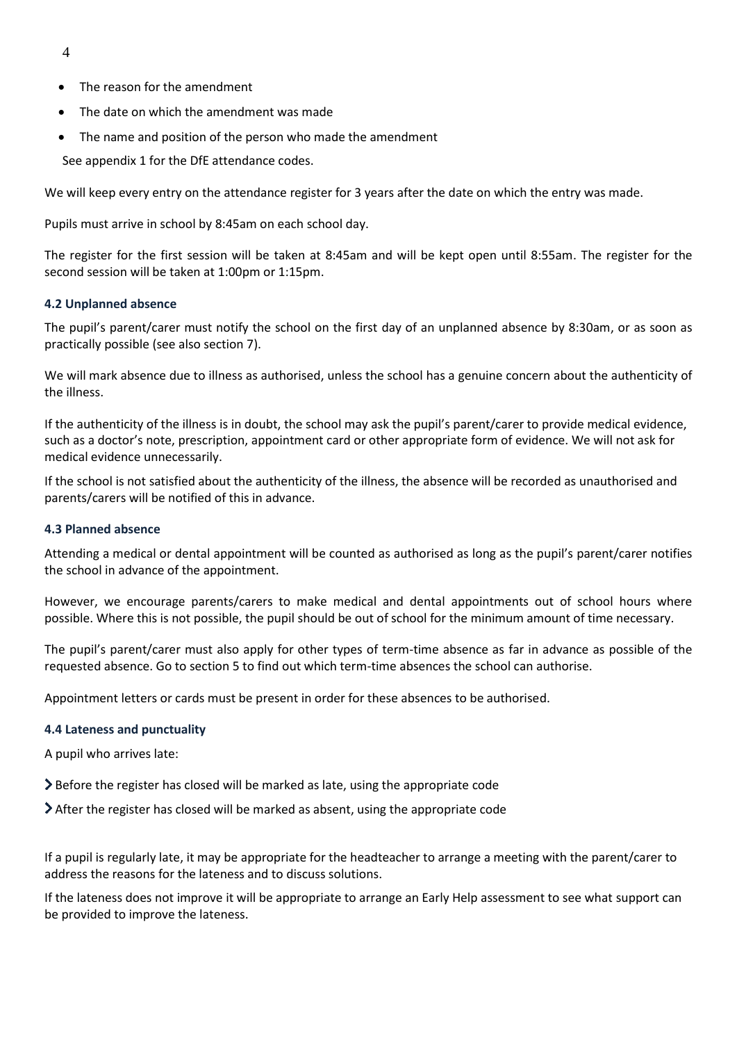- The reason for the amendment
- The date on which the amendment was made
- The name and position of the person who made the amendment

See appendix 1 for the DfE attendance codes.

We will keep every entry on the attendance register for 3 years after the date on which the entry was made.

Pupils must arrive in school by 8:45am on each school day.

The register for the first session will be taken at 8:45am and will be kept open until 8:55am. The register for the second session will be taken at 1:00pm or 1:15pm.

### 4.2 Unplanned absence

The pupil's parent/carer must notify the school on the first day of an unplanned absence by 8:30am, or as soon as practically possible (see also section 7).

We will mark absence due to illness as authorised, unless the school has a genuine concern about the authenticity of the illness.

If the authenticity of the illness is in doubt, the school may ask the pupil's parent/carer to provide medical evidence, such as a doctor's note, prescription, appointment card or other appropriate form of evidence. We will not ask for medical evidence unnecessarily.

If the school is not satisfied about the authenticity of the illness, the absence will be recorded as unauthorised and parents/carers will be notified of this in advance.

### 4.3 Planned absence

Attending a medical or dental appointment will be counted as authorised as long as the pupil's parent/carer notifies the school in advance of the appointment.

However, we encourage parents/carers to make medical and dental appointments out of school hours where possible. Where this is not possible, the pupil should be out of school for the minimum amount of time necessary.

The pupil's parent/carer must also apply for other types of term-time absence as far in advance as possible of the requested absence. Go to section 5 to find out which term-time absences the school can authorise.

Appointment letters or cards must be present in order for these absences to be authorised.

### 4.4 Lateness and punctuality

A pupil who arrives late:

- Before the register has closed will be marked as late, using the appropriate code
- After the register has closed will be marked as absent, using the appropriate code

If a pupil is regularly late, it may be appropriate for the headteacher to arrange a meeting with the parent/carer to address the reasons for the lateness and to discuss solutions.

If the lateness does not improve it will be appropriate to arrange an Early Help assessment to see what support can be provided to improve the lateness.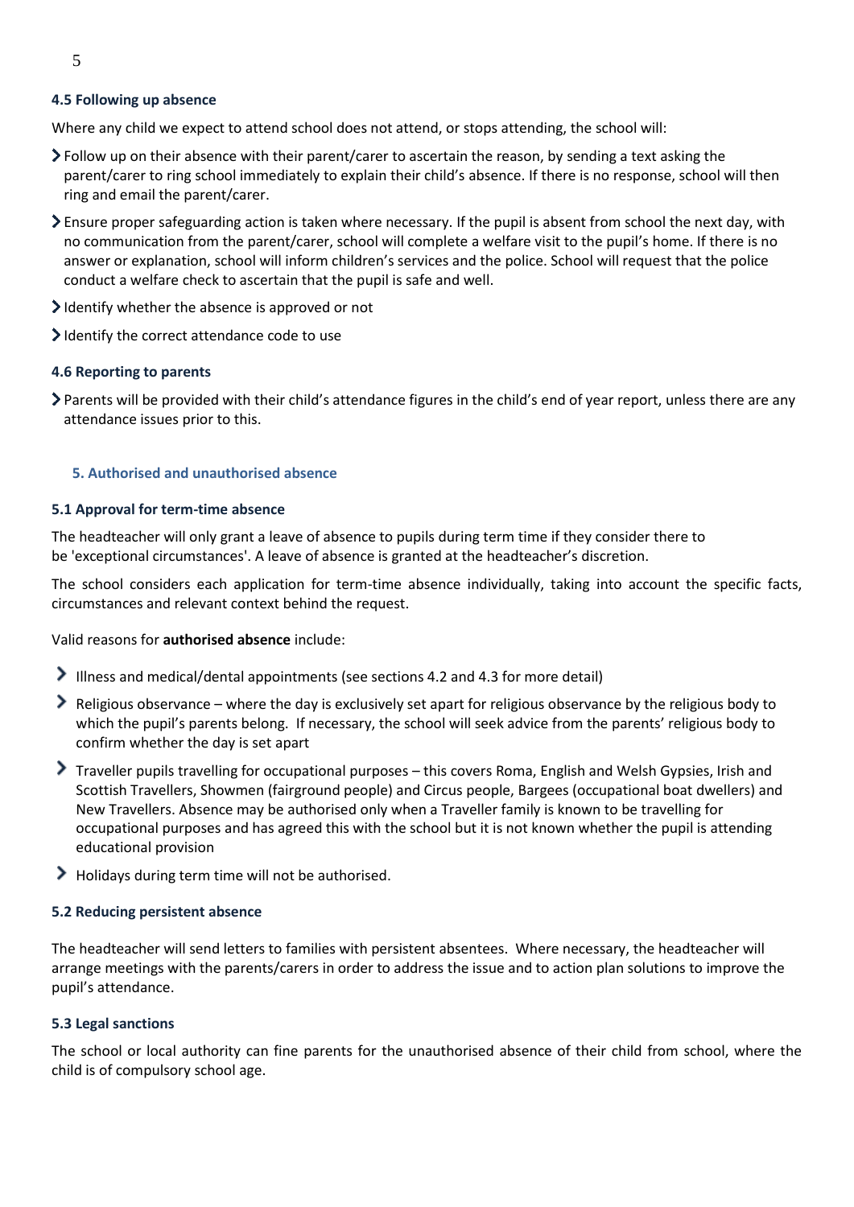### 4.5 Following up absence

Where any child we expect to attend school does not attend, or stops attending, the school will:

- Follow up on their absence with their parent/carer to ascertain the reason, by sending a text asking the parent/carer to ring school immediately to explain their child's absence. If there is no response, school will then ring and email the parent/carer.
- Ensure proper safeguarding action is taken where necessary. If the pupil is absent from school the next day, with no communication from the parent/carer, school will complete a welfare visit to the pupil's home. If there is no answer or explanation, school will inform children's services and the police. School will request that the police conduct a welfare check to ascertain that the pupil is safe and well.
- Identify whether the absence is approved or not
- Identify the correct attendance code to use

### 4.6 Reporting to parents

- Parents will be provided with their child's attendance figures in the child's end of year report, unless there are any attendance issues prior to this.

## 5. Authorised and unauthorised absence

### 5.1 Approval for term-time absence

The headteacher will only grant a leave of absence to pupils during term time if they consider there to be 'exceptional circumstances'. A leave of absence is granted at the headteacher's discretion.

The school considers each application for term-time absence individually, taking into account the specific facts, circumstances and relevant context behind the request.

Valid reasons for **authorised absence** include:

- Illness and medical/dental appointments (see sections 4.2 and 4.3 for more detail)
- Religious observance – where the day is exclusively set apart for religious observance by the religious body to which the pupil's parents belong. If necessary, the school will seek advice from the parents' religious body to confirm whether the day is set apart
- Traveller pupils travelling for occupational purposes – this covers Roma, English and Welsh Gypsies, Irish and Scottish Travellers, Showmen (fairground people) and Circus people, Bargees (occupational boat dwellers) and New Travellers. Absence may be authorised only when a Traveller family is known to be travelling for occupational purposes and has agreed this with the school but it is not known whether the pupil is attending educational provision
- Holidays during term time will not be authorised.

### 5.2 Reducing persistent absence

The headteacher will send letters to families with persistent absentees. Where necessary, the headteacher will arrange meetings with the parents/carers in order to address the issue and to action plan solutions to improve the pupil's attendance.

### 5.3 Legal sanctions

The school or local authority can fine parents for the unauthorised absence of their child from school, where the child is of compulsory school age.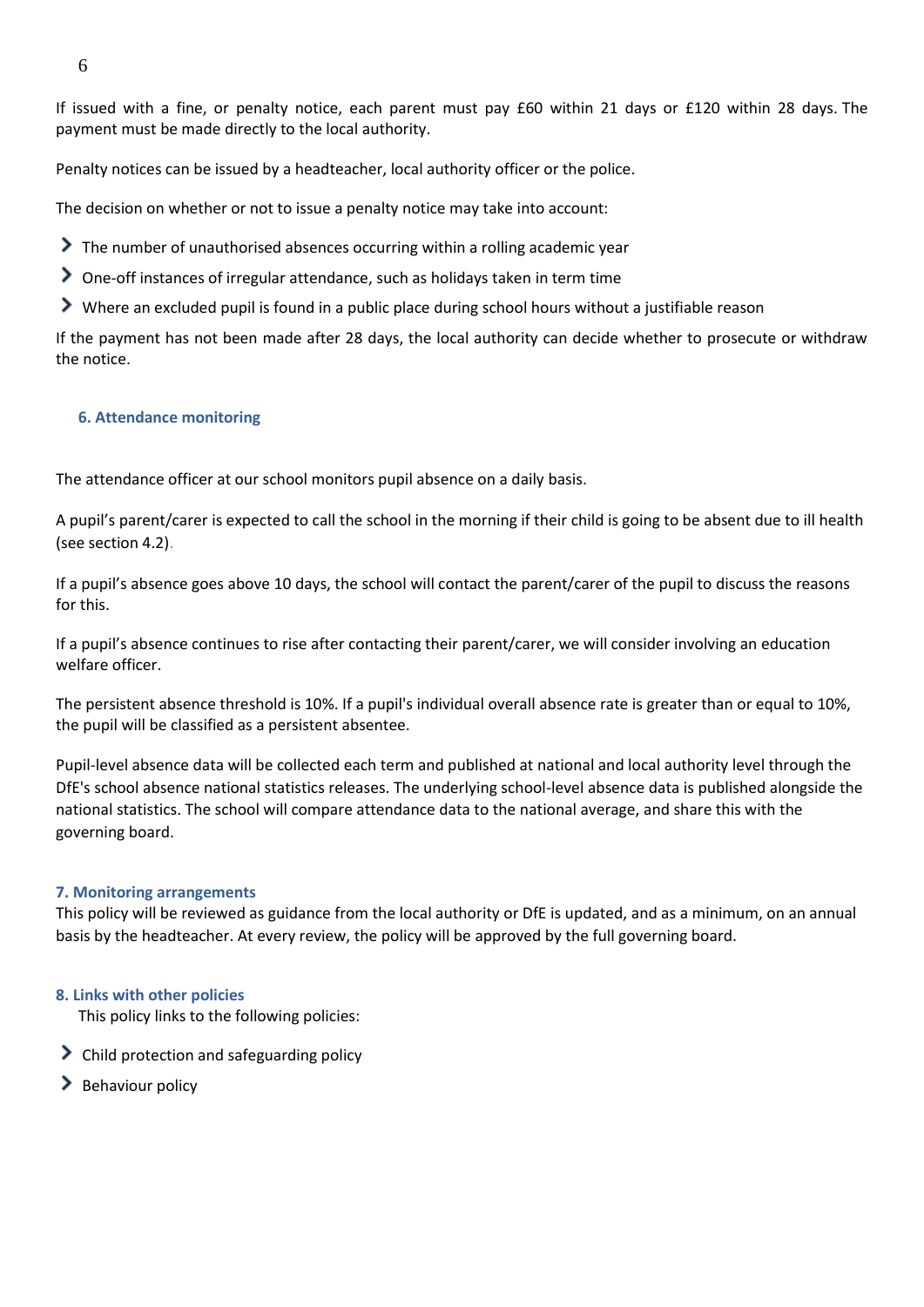If issued with a fine, or penalty notice, each parent must pay £60 within 21 days or £120 within 28 days. The payment must be made directly to the local authority.

Penalty notices can be issued by a headteacher, local authority officer or the police.

The decision on whether or not to issue a penalty notice may take into account:

- The number of unauthorised absences occurring within a rolling academic year
- One-off instances of irregular attendance, such as holidays taken in term time
- Where an excluded pupil is found in a public place during school hours without a justifiable reason

If the payment has not been made after 28 days, the local authority can decide whether to prosecute or withdraw the notice.

## 6. Attendance monitoring

The attendance officer at our school monitors pupil absence on a daily basis.

A pupil's parent/carer is expected to call the school in the morning if their child is going to be absent due to ill health (see section 4.2).

If a pupil's absence goes above 10 days, the school will contact the parent/carer of the pupil to discuss the reasons for this.

If a pupil's absence continues to rise after contacting their parent/carer, we will consider involving an education welfare officer.

The persistent absence threshold is 10%. If a pupil's individual overall absence rate is greater than or equal to 10%, the pupil will be classified as a persistent absentee.

Pupil-level absence data will be collected each term and published at national and local authority level through the DfE's school absence national statistics releases. The underlying school-level absence data is published alongside the national statistics. The school will compare attendance data to the national average, and share this with the governing board.

## 7. Monitoring arrangements

This policy will be reviewed as guidance from the local authority or DfE is updated, and as a minimum, on an annual basis by the headteacher. At every review, the policy will be approved by the full governing board.

## 8. Links with other policies

This policy links to the following policies:

- Child protection and safeguarding policy
- Behaviour policy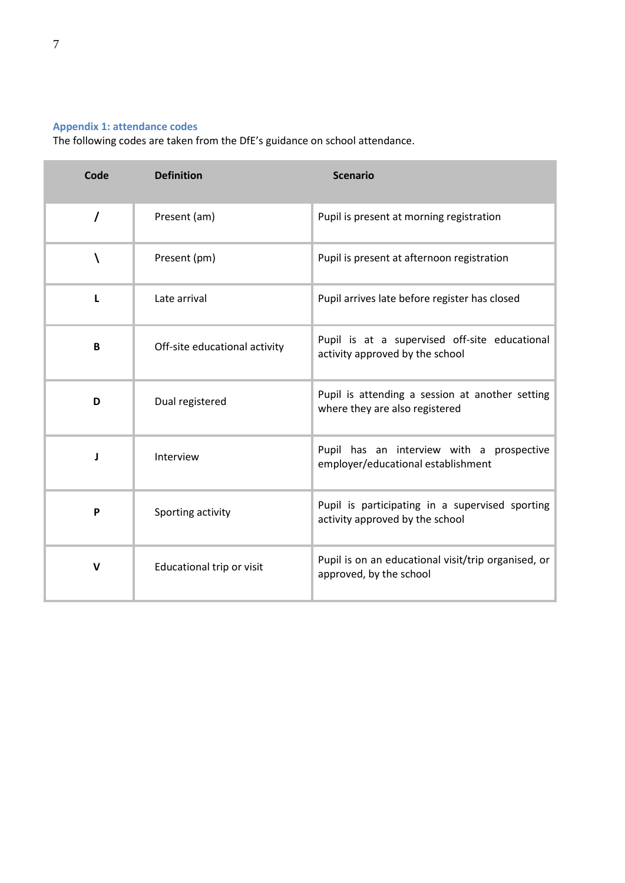## Appendix 1: attendance codes

The following codes are taken from the DfE's guidance on school attendance.

| Code | Definition | Scenario |
|---|---|---|
| / | Present (am) | Pupil is present at morning registration |
| \ | Present (pm) | Pupil is present at afternoon registration |
| L | Late arrival | Pupil arrives late before register has closed |
| B | Off-site educational activity | Pupil is at a supervised off-site educational activity approved by the school |
| D | Dual registered | Pupil is attending a session at another setting where they are also registered |
| J | Interview | Pupil has an interview with a prospective employer/educational establishment |
| P | Sporting activity | Pupil is participating in a supervised sporting activity approved by the school |
| V | Educational trip or visit | Pupil is on an educational visit/trip organised, or approved, by the school |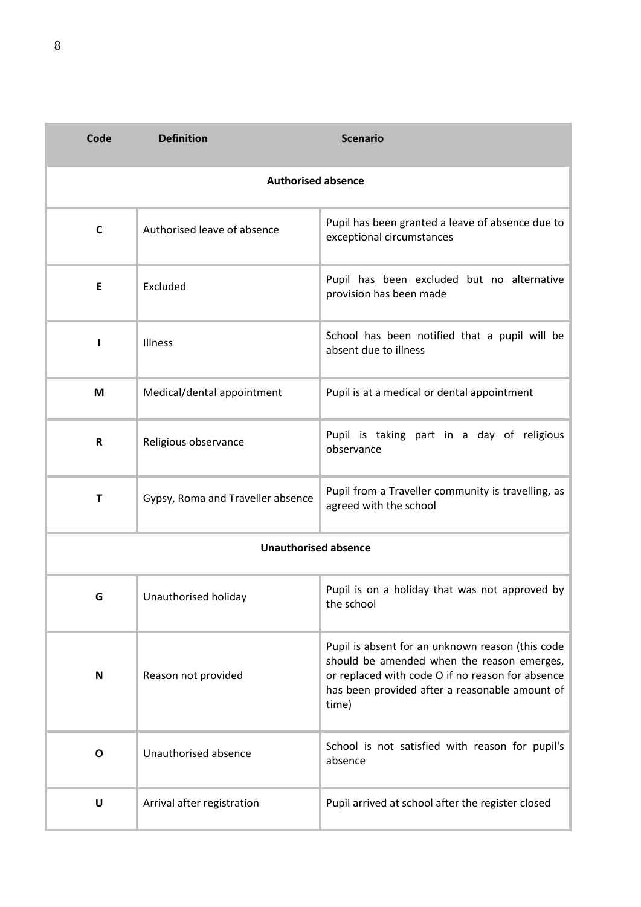| Code | Definition | Scenario |
|---|---|---|
| **Authorised absence** | | |
| **C** | Authorised leave of absence | Pupil has been granted a leave of absence due to exceptional circumstances |
| **E** | Excluded | Pupil has been excluded but no alternative provision has been made |
| **I** | Illness | School has been notified that a pupil will be absent due to illness |
| **M** | Medical/dental appointment | Pupil is at a medical or dental appointment |
| **R** | Religious observance | Pupil is taking part in a day of religious observance |
| **T** | Gypsy, Roma and Traveller absence | Pupil from a Traveller community is travelling, as agreed with the school |
| **Unauthorised absence** | | |
| **G** | Unauthorised holiday | Pupil is on a holiday that was not approved by the school |
| **N** | Reason not provided | Pupil is absent for an unknown reason (this code should be amended when the reason emerges, or replaced with code O if no reason for absence has been provided after a reasonable amount of time) |
| **O** | Unauthorised absence | School is not satisfied with reason for pupil's absence |
| **U** | Arrival after registration | Pupil arrived at school after the register closed |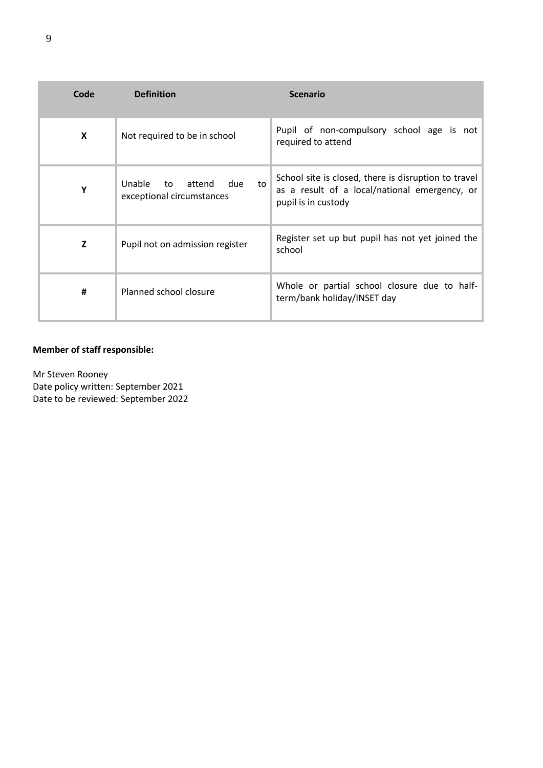| Code | Definition | Scenario |
|---|---|---|
| X | Not required to be in school | Pupil of non-compulsory school age is not required to attend |
| Y | Unable to attend due to exceptional circumstances | School site is closed, there is disruption to travel as a result of a local/national emergency, or pupil is in custody |
| Z | Pupil not on admission register | Register set up but pupil has not yet joined the school |
| # | Planned school closure | Whole or partial school closure due to half-term/bank holiday/INSET day |

**Member of staff responsible:**

Mr Steven Rooney
Date policy written: September 2021
Date to be reviewed: September 2022